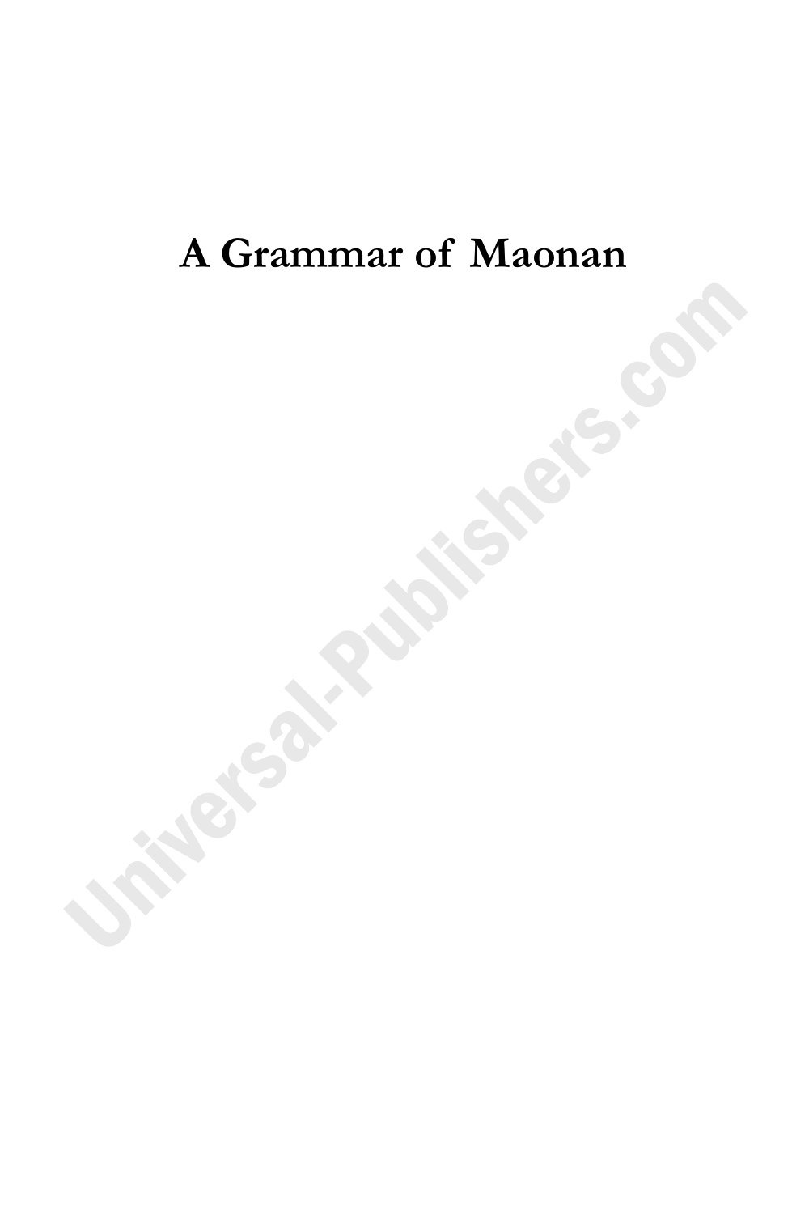# A Grammar of Maonan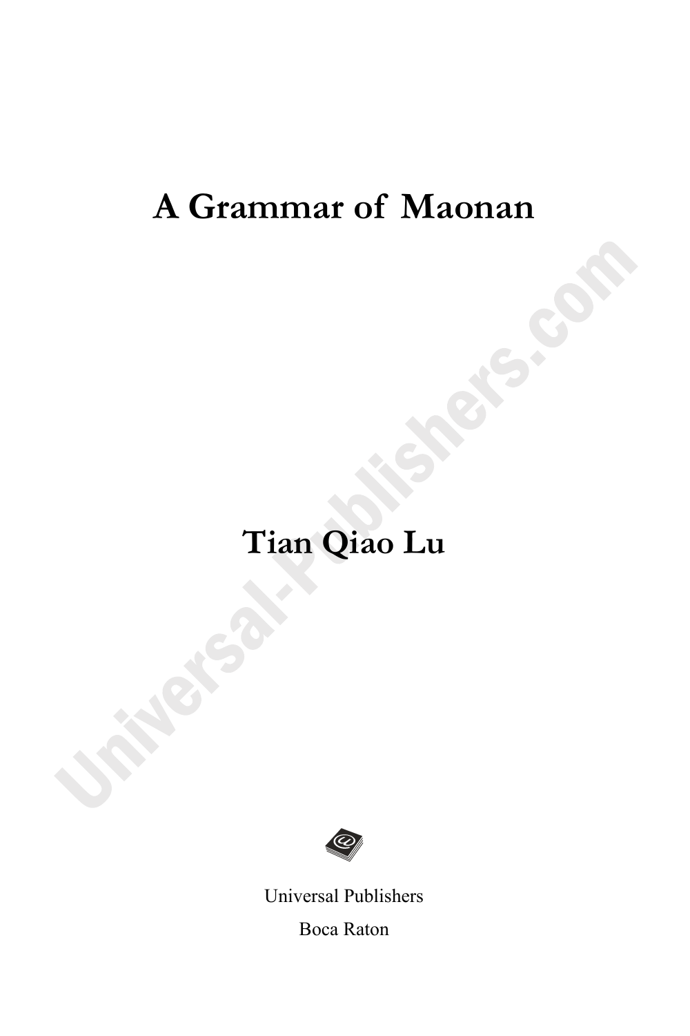# A Grammar of Maonan

## Tian Qiao Lu

Universal Publishers

Boca Raton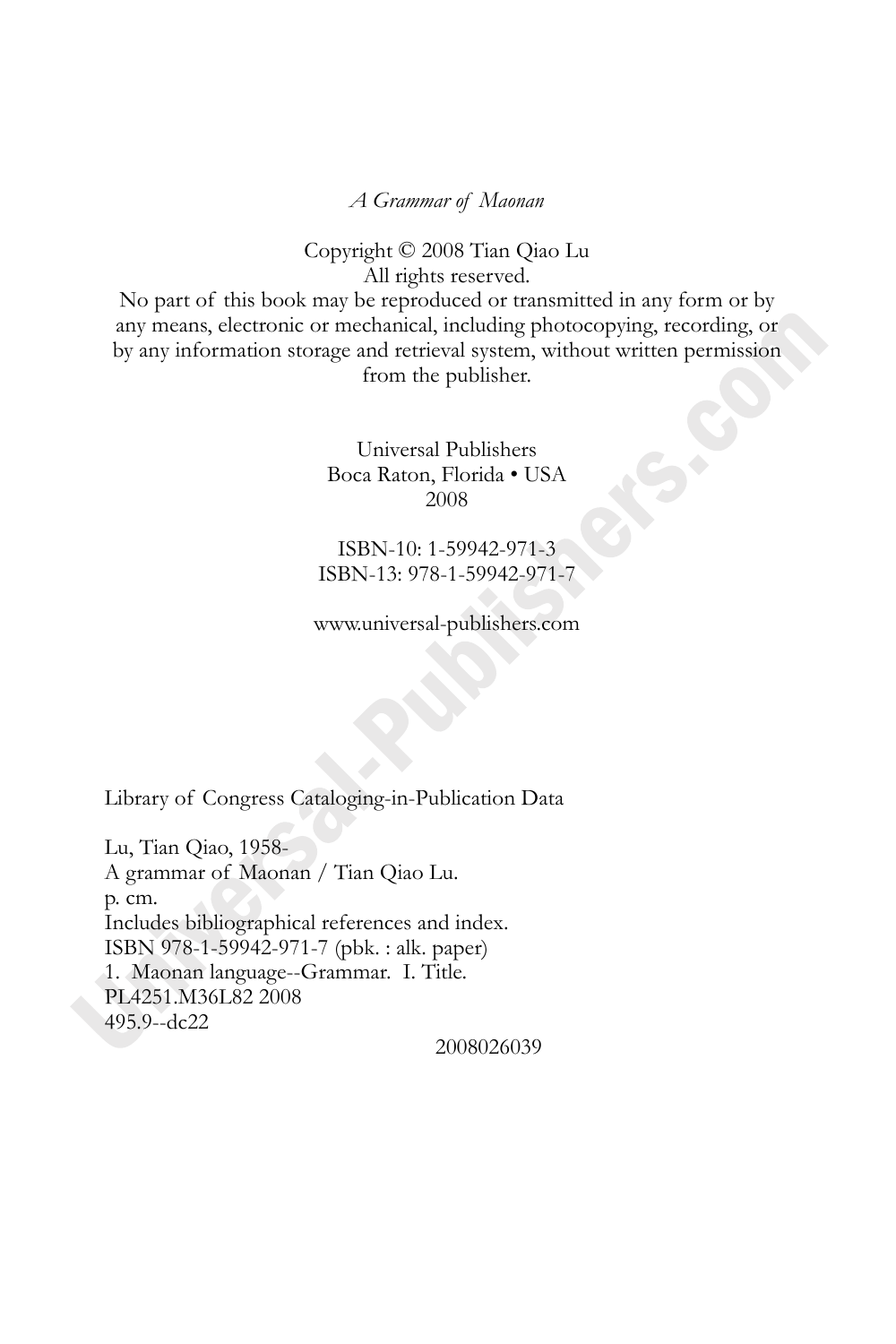*A Grammar of Maonan*

Copyright © 2008 Tian Qiao Lu
All rights reserved.
No part of this book may be reproduced or transmitted in any form or by any means, electronic or mechanical, including photocopying, recording, or by any information storage and retrieval system, without written permission from the publisher.

Universal Publishers
Boca Raton, Florida • USA
2008

ISBN-10: 1-59942-971-3
ISBN-13: 978-1-59942-971-7

www.universal-publishers.com

Library of Congress Cataloging-in-Publication Data

Lu, Tian Qiao, 1958-
A grammar of Maonan / Tian Qiao Lu.
p. cm.
Includes bibliographical references and index.
ISBN 978-1-59942-971-7 (pbk. : alk. paper)
1. Maonan language--Grammar. I. Title.
PL4251.M36L82 2008
495.9--dc22

2008026039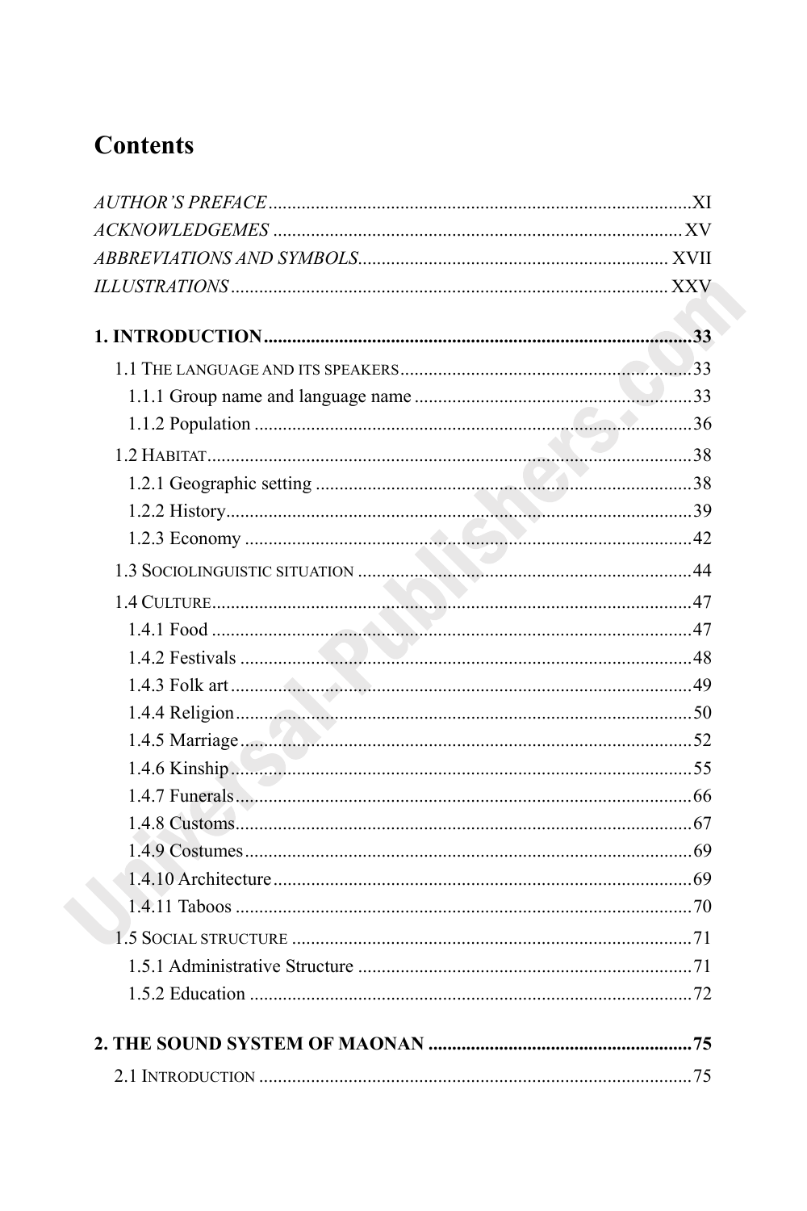# Contents

*AUTHOR'S PREFACE* ........................................................................................ XI
*ACKNOWLEDGEMES* ...................................................................................... XV
*ABBREVIATIONS AND SYMBOLS* ................................................................ XVII
*ILLUSTRATIONS* ........................................................................................... XXV

**1. INTRODUCTION** ....................................................................................... **33**

- 1.1 THE LANGUAGE AND ITS SPEAKERS ............................................................ 33
  - 1.1.1 Group name and language name ........................................................ 33
  - 1.1.2 Population ........................................................................................... 36
- 1.2 HABITAT ....................................................................................................... 38
  - 1.2.1 Geographic setting .............................................................................. 38
  - 1.2.2 History ................................................................................................. 39
  - 1.2.3 Economy ............................................................................................. 42
- 1.3 SOCIOLINGUISTIC SITUATION ...................................................................... 44
- 1.4 CULTURE ..................................................................................................... 47
  - 1.4.1 Food .................................................................................................... 47
  - 1.4.2 Festivals .............................................................................................. 48
  - 1.4.3 Folk art ................................................................................................ 49
  - 1.4.4 Religion ............................................................................................... 50
  - 1.4.5 Marriage .............................................................................................. 52
  - 1.4.6 Kinship ................................................................................................ 55
  - 1.4.7 Funerals ............................................................................................... 66
  - 1.4.8 Customs ............................................................................................... 67
  - 1.4.9 Costumes ............................................................................................. 69
  - 1.4.10 Architecture ....................................................................................... 69
  - 1.4.11 Taboos ............................................................................................... 70
- 1.5 SOCIAL STRUCTURE .................................................................................... 71
  - 1.5.1 Administrative Structure ..................................................................... 71
  - 1.5.2 Education ............................................................................................ 72

**2. THE SOUND SYSTEM OF MAONAN** ....................................................... **75**

- 2.1 INTRODUCTION ........................................................................................... 75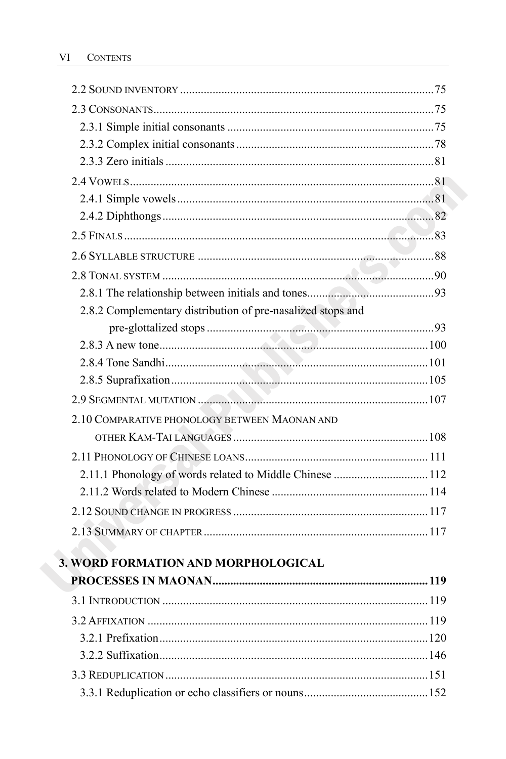2.2 Sound inventory ..... 75

2.3 Consonants ..... 75

- 2.3.1 Simple initial consonants ..... 75
- 2.3.2 Complex initial consonants ..... 78
- 2.3.3 Zero initials ..... 81

2.4 Vowels ..... 81

- 2.4.1 Simple vowels ..... 81
- 2.4.2 Diphthongs ..... 82

2.5 Finals ..... 83

2.6 Syllable structure ..... 88

2.8 Tonal system ..... 90

- 2.8.1 The relationship between initials and tones ..... 93
- 2.8.2 Complementary distribution of pre-nasalized stops and pre-glottalized stops ..... 93
- 2.8.3 A new tone ..... 100
- 2.8.4 Tone Sandhi ..... 101
- 2.8.5 Suprafixation ..... 105

2.9 Segmental mutation ..... 107

2.10 Comparative phonology between Maonan and other Kam-Tai languages ..... 108

2.11 Phonology of Chinese loans ..... 111

- 2.11.1 Phonology of words related to Middle Chinese ..... 112
- 2.11.2 Words related to Modern Chinese ..... 114

2.12 Sound change in progress ..... 117

2.13 Summary of chapter ..... 117

**3. WORD FORMATION AND MORPHOLOGICAL PROCESSES IN MAONAN ..... 119**

3.1 Introduction ..... 119

3.2 Affixation ..... 119

- 3.2.1 Prefixation ..... 120
- 3.2.2 Suffixation ..... 146

3.3 Reduplication ..... 151

- 3.3.1 Reduplication or echo classifiers or nouns ..... 152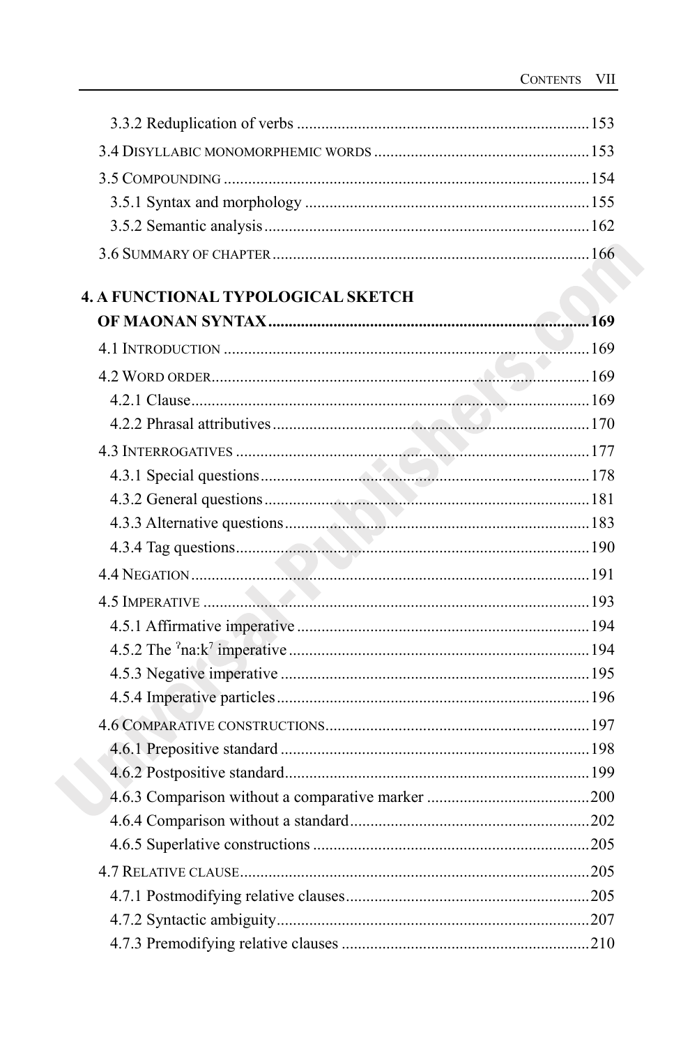3.3.2 Reduplication of verbs ........................................................................ 153

3.4 Disyllabic monomorphemic words ..................................................... 153

3.5 Compounding .......................................................................................... 154

3.5.1 Syntax and morphology ...................................................................... 155

3.5.2 Semantic analysis ................................................................................ 162

3.6 Summary of chapter .............................................................................. 166

**4. A FUNCTIONAL TYPOLOGICAL SKETCH OF MAONAN SYNTAX ............................................................................ 169**

4.1 Introduction .......................................................................................... 169

4.2 Word order .......................................................................................... 169

4.2.1 Clause ................................................................................................. 169

4.2.2 Phrasal attributives ............................................................................. 170

4.3 Interrogatives ...................................................................................... 177

4.3.1 Special questions ................................................................................ 178

4.3.2 General questions ............................................................................... 181

4.3.3 Alternative questions .......................................................................... 183

4.3.4 Tag questions ...................................................................................... 190

4.4 Negation ................................................................................................ 191

4.5 Imperative ............................................................................................ 193

4.5.1 Affirmative imperative ....................................................................... 194

4.5.2 The ˀna:k⁷ imperative ......................................................................... 194

4.5.3 Negative imperative ........................................................................... 195

4.5.4 Imperative particles ............................................................................ 196

4.6 Comparative constructions ................................................................. 197

4.6.1 Prepositive standard ........................................................................... 198

4.6.2 Postpositive standard .......................................................................... 199

4.6.3 Comparison without a comparative marker ........................................ 200

4.6.4 Comparison without a standard .......................................................... 202

4.6.5 Superlative constructions .................................................................... 205

4.7 Relative clause ..................................................................................... 205

4.7.1 Postmodifying relative clauses ........................................................... 205

4.7.2 Syntactic ambiguity ............................................................................ 207

4.7.3 Premodifying relative clauses ............................................................. 210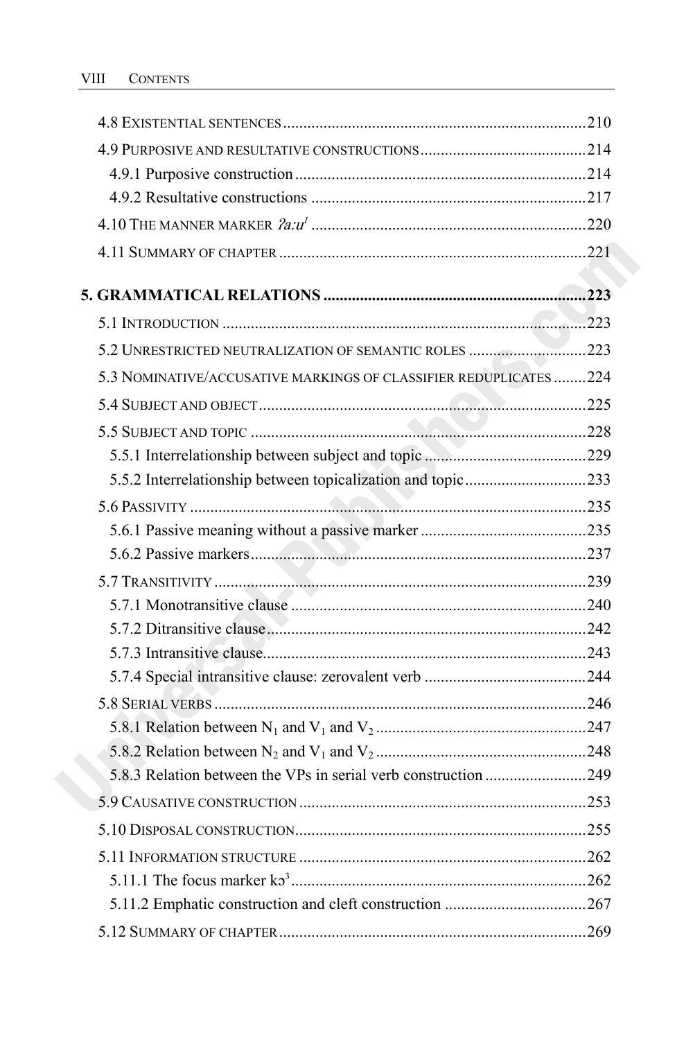4.8 Existential sentences .......... 210

4.9 Purposive and resultative constructions .......... 214

4.9.1 Purposive construction .......... 214

4.9.2 Resultative constructions .......... 217

4.10 The manner marker *ʔa:u*[1] .......... 220

4.11 Summary of chapter .......... 221

**5. GRAMMATICAL RELATIONS .......... 223**

5.1 Introduction .......... 223

5.2 Unrestricted neutralization of semantic roles .......... 223

5.3 Nominative/accusative markings of classifier reduplicates .......... 224

5.4 Subject and object .......... 225

5.5 Subject and topic .......... 228

5.5.1 Interrelationship between subject and topic .......... 229

5.5.2 Interrelationship between topicalization and topic .......... 233

5.6 Passivity .......... 235

5.6.1 Passive meaning without a passive marker .......... 235

5.6.2 Passive markers .......... 237

5.7 Transitivity .......... 239

5.7.1 Monotransitive clause .......... 240

5.7.2 Ditransitive clause .......... 242

5.7.3 Intransitive clause .......... 243

5.7.4 Special intransitive clause: zerovalent verb .......... 244

5.8 Serial verbs .......... 246

5.8.1 Relation between $N_1$ and $V_1$ and $V_2$ .......... 247

5.8.2 Relation between $N_2$ and $V_1$ and $V_2$ .......... 248

5.8.3 Relation between the VPs in serial verb construction .......... 249

5.9 Causative construction .......... 253

5.10 Disposal construction .......... 255

5.11 Information structure .......... 262

5.11.1 The focus marker kɔ[3] .......... 262

5.11.2 Emphatic construction and cleft construction .......... 267

5.12 Summary of chapter .......... 269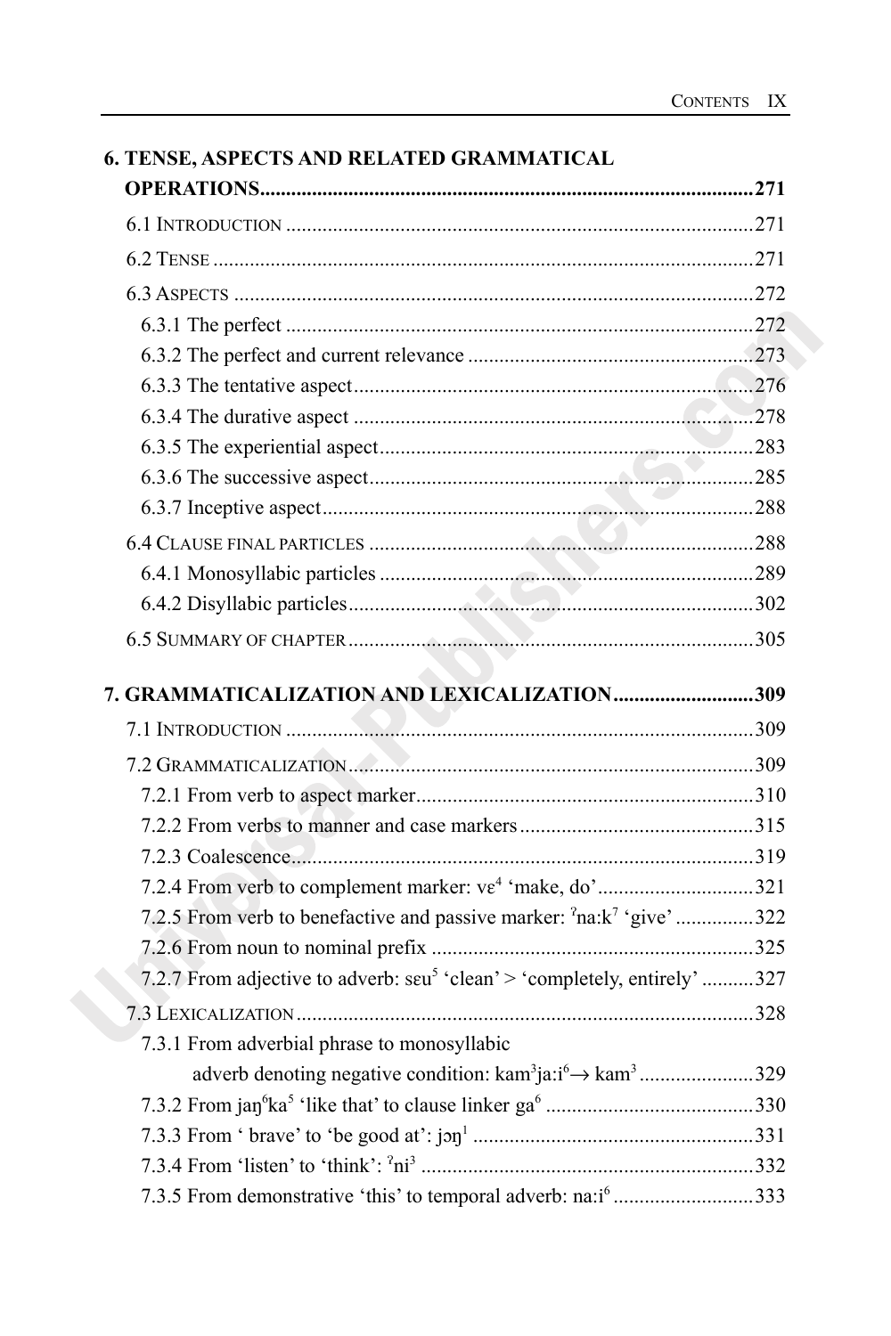**6. TENSE, ASPECTS AND RELATED GRAMMATICAL OPERATIONS..............................................................................................271**

6.1 INTRODUCTION ..........................................................................................271

6.2 TENSE ........................................................................................................271

6.3 ASPECTS ....................................................................................................272

6.3.1 The perfect ..........................................................................................272

6.3.2 The perfect and current relevance .......................................................273

6.3.3 The tentative aspect.............................................................................276

6.3.4 The durative aspect .............................................................................278

6.3.5 The experiential aspect........................................................................283

6.3.6 The successive aspect..........................................................................285

6.3.7 Inceptive aspect...................................................................................288

6.4 CLAUSE FINAL PARTICLES ..........................................................................288

6.4.1 Monosyllabic particles ........................................................................289

6.4.2 Disyllabic particles..............................................................................302

6.5 SUMMARY OF CHAPTER ..............................................................................305

**7. GRAMMATICALIZATION AND LEXICALIZATION...........................309**

7.1 INTRODUCTION ..........................................................................................309

7.2 GRAMMATICALIZATION..............................................................................309

7.2.1 From verb to aspect marker.................................................................310

7.2.2 From verbs to manner and case markers.............................................315

7.2.3 Coalescence.........................................................................................319

7.2.4 From verb to complement marker: vɛ⁴ 'make, do'..............................321

7.2.5 From verb to benefactive and passive marker: ˀna:k⁷ 'give' ...............322

7.2.6 From noun to nominal prefix ..............................................................325

7.2.7 From adjective to adverb: sɛu⁵ 'clean' > 'completely, entirely' ..........327

7.3 LEXICALIZATION........................................................................................328

7.3.1 From adverbial phrase to monosyllabic adverb denoting negative condition: kam³ja:i⁶→ kam³ ......................329

7.3.2 From jaŋ⁶ka⁵ 'like that' to clause linker ga⁶ ........................................330

7.3.3 From ' brave' to 'be good at': jɔŋ¹ .....................................................331

7.3.4 From 'listen' to 'think': ˀni³ ................................................................332

7.3.5 From demonstrative 'this' to temporal adverb: na:i⁶ ...........................333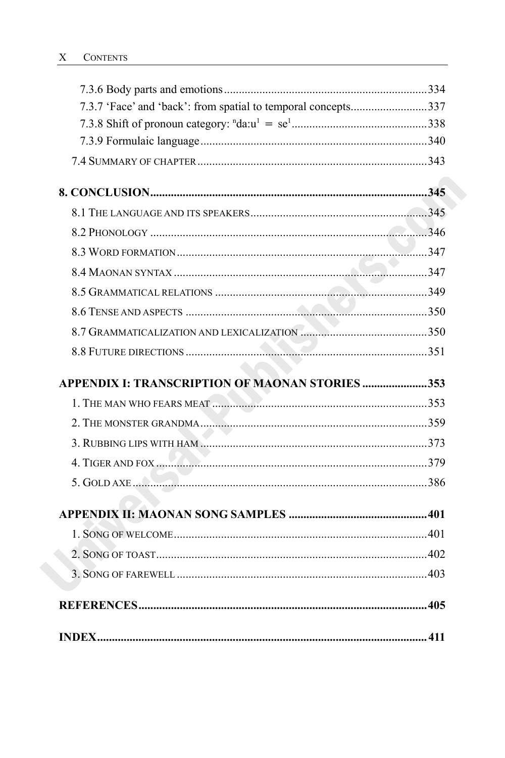7.3.6 Body parts and emotions .......... 334
7.3.7 'Face' and 'back': from spatial to temporal concepts .......... 337
7.3.8 Shift of pronoun category: ⁿda:u¹ = se¹ .......... 338
7.3.9 Formulaic language .......... 340
7.4 Summary of chapter .......... 343

**8. CONCLUSION .......... 345**

8.1 The language and its speakers .......... 345
8.2 Phonology .......... 346
8.3 Word formation .......... 347
8.4 Maonan syntax .......... 347
8.5 Grammatical relations .......... 349
8.6 Tense and aspects .......... 350
8.7 Grammaticalization and lexicalization .......... 350
8.8 Future directions .......... 351

**APPENDIX I: TRANSCRIPTION OF MAONAN STORIES .......... 353**

1. The man who fears meat .......... 353
2. The monster grandma .......... 359
3. Rubbing lips with ham .......... 373
4. Tiger and fox .......... 379
5. Gold axe .......... 386

**APPENDIX II: MAONAN SONG SAMPLES .......... 401**

1. Song of welcome .......... 401
2. Song of toast .......... 402
3. Song of farewell .......... 403

**REFERENCES .......... 405**

**INDEX .......... 411**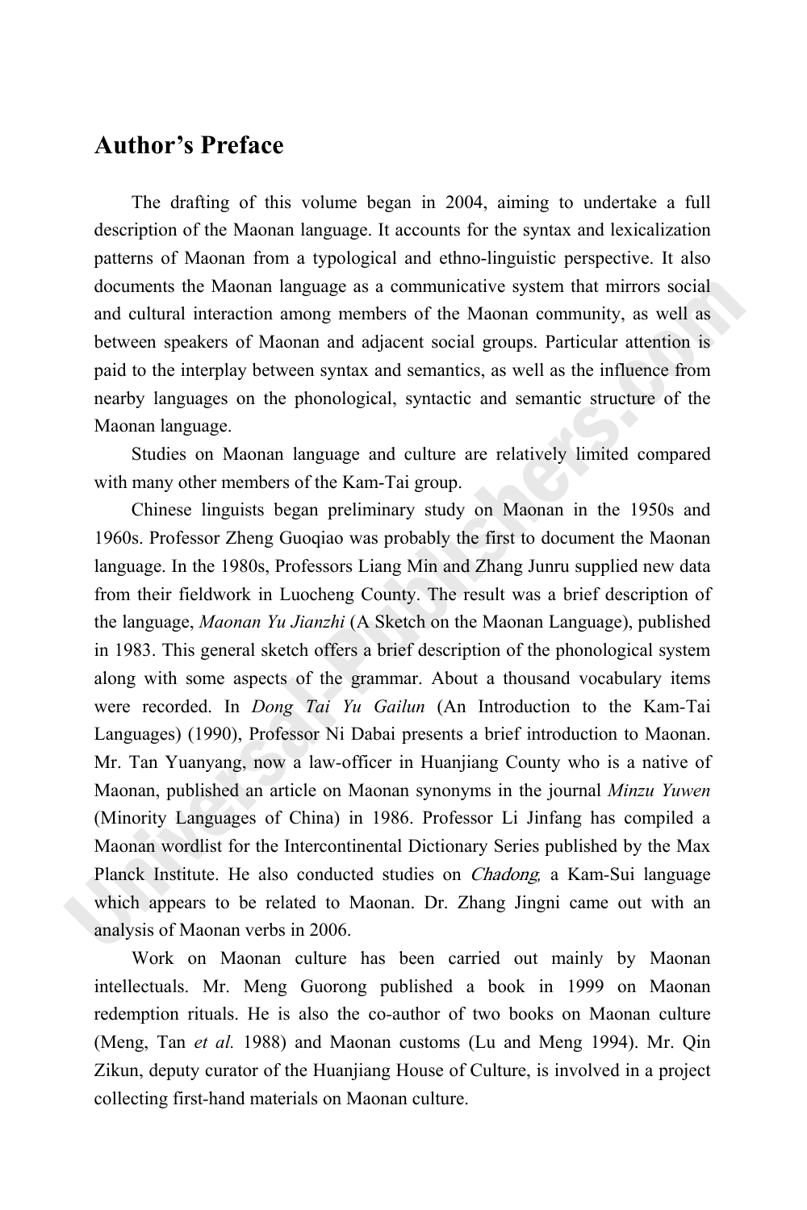## Author's Preface

The drafting of this volume began in 2004, aiming to undertake a full description of the Maonan language. It accounts for the syntax and lexicalization patterns of Maonan from a typological and ethno-linguistic perspective. It also documents the Maonan language as a communicative system that mirrors social and cultural interaction among members of the Maonan community, as well as between speakers of Maonan and adjacent social groups. Particular attention is paid to the interplay between syntax and semantics, as well as the influence from nearby languages on the phonological, syntactic and semantic structure of the Maonan language.

Studies on Maonan language and culture are relatively limited compared with many other members of the Kam-Tai group.

Chinese linguists began preliminary study on Maonan in the 1950s and 1960s. Professor Zheng Guoqiao was probably the first to document the Maonan language. In the 1980s, Professors Liang Min and Zhang Junru supplied new data from their fieldwork in Luocheng County. The result was a brief description of the language, *Maonan Yu Jianzhi* (A Sketch on the Maonan Language), published in 1983. This general sketch offers a brief description of the phonological system along with some aspects of the grammar. About a thousand vocabulary items were recorded. In *Dong Tai Yu Gailun* (An Introduction to the Kam-Tai Languages) (1990), Professor Ni Dabai presents a brief introduction to Maonan. Mr. Tan Yuanyang, now a law-officer in Huanjiang County who is a native of Maonan, published an article on Maonan synonyms in the journal *Minzu Yuwen* (Minority Languages of China) in 1986. Professor Li Jinfang has compiled a Maonan wordlist for the Intercontinental Dictionary Series published by the Max Planck Institute. He also conducted studies on *Chadong*, a Kam-Sui language which appears to be related to Maonan. Dr. Zhang Jingni came out with an analysis of Maonan verbs in 2006.

Work on Maonan culture has been carried out mainly by Maonan intellectuals. Mr. Meng Guorong published a book in 1999 on Maonan redemption rituals. He is also the co-author of two books on Maonan culture (Meng, Tan *et al.* 1988) and Maonan customs (Lu and Meng 1994). Mr. Qin Zikun, deputy curator of the Huanjiang House of Culture, is involved in a project collecting first-hand materials on Maonan culture.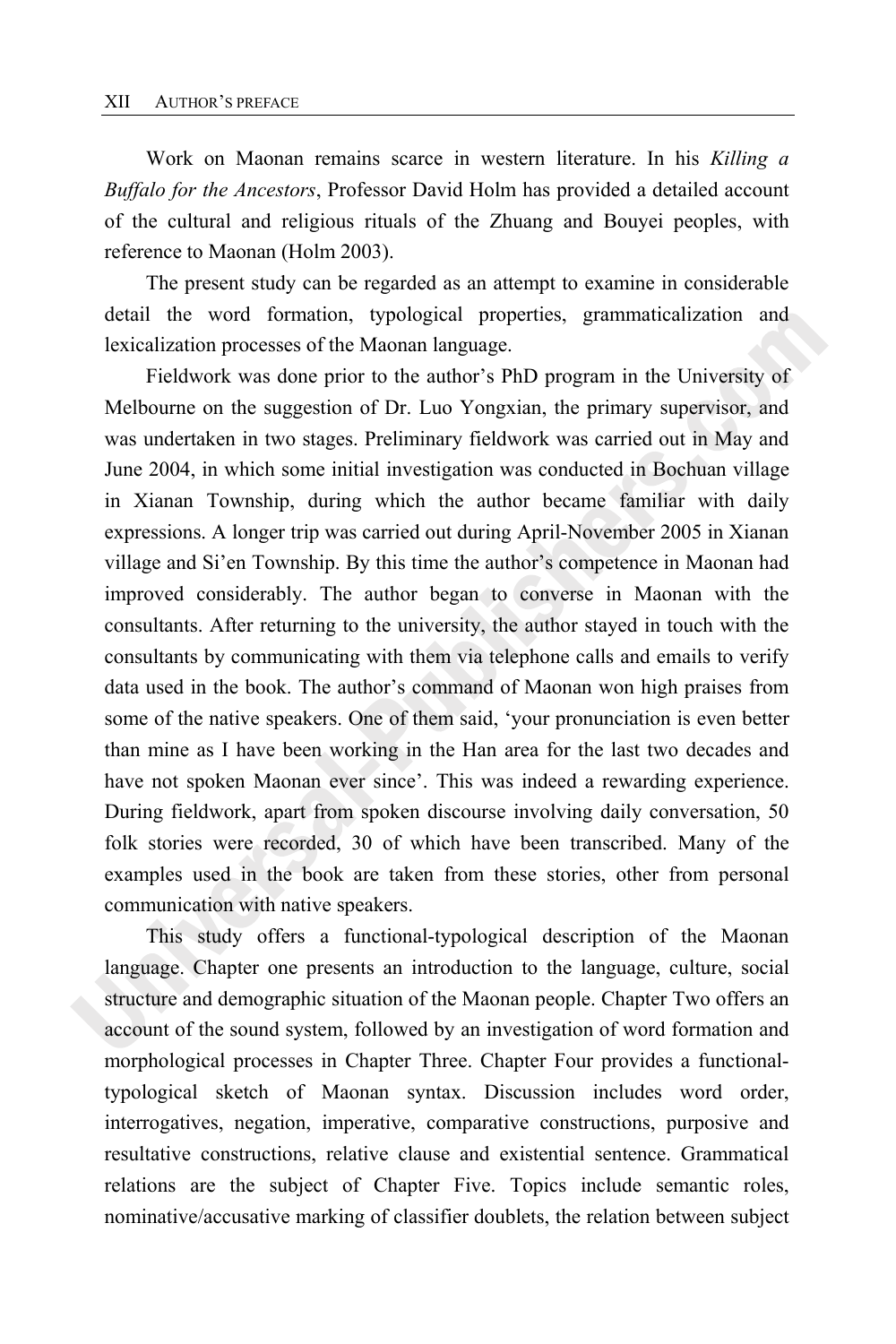Work on Maonan remains scarce in western literature. In his *Killing a Buffalo for the Ancestors*, Professor David Holm has provided a detailed account of the cultural and religious rituals of the Zhuang and Bouyei peoples, with reference to Maonan (Holm 2003).

The present study can be regarded as an attempt to examine in considerable detail the word formation, typological properties, grammaticalization and lexicalization processes of the Maonan language.

Fieldwork was done prior to the author's PhD program in the University of Melbourne on the suggestion of Dr. Luo Yongxian, the primary supervisor, and was undertaken in two stages. Preliminary fieldwork was carried out in May and June 2004, in which some initial investigation was conducted in Bochuan village in Xianan Township, during which the author became familiar with daily expressions. A longer trip was carried out during April-November 2005 in Xianan village and Si'en Township. By this time the author's competence in Maonan had improved considerably. The author began to converse in Maonan with the consultants. After returning to the university, the author stayed in touch with the consultants by communicating with them via telephone calls and emails to verify data used in the book. The author's command of Maonan won high praises from some of the native speakers. One of them said, 'your pronunciation is even better than mine as I have been working in the Han area for the last two decades and have not spoken Maonan ever since'. This was indeed a rewarding experience. During fieldwork, apart from spoken discourse involving daily conversation, 50 folk stories were recorded, 30 of which have been transcribed. Many of the examples used in the book are taken from these stories, other from personal communication with native speakers.

This study offers a functional-typological description of the Maonan language. Chapter one presents an introduction to the language, culture, social structure and demographic situation of the Maonan people. Chapter Two offers an account of the sound system, followed by an investigation of word formation and morphological processes in Chapter Three. Chapter Four provides a functional-typological sketch of Maonan syntax. Discussion includes word order, interrogatives, negation, imperative, comparative constructions, purposive and resultative constructions, relative clause and existential sentence. Grammatical relations are the subject of Chapter Five. Topics include semantic roles, nominative/accusative marking of classifier doublets, the relation between subject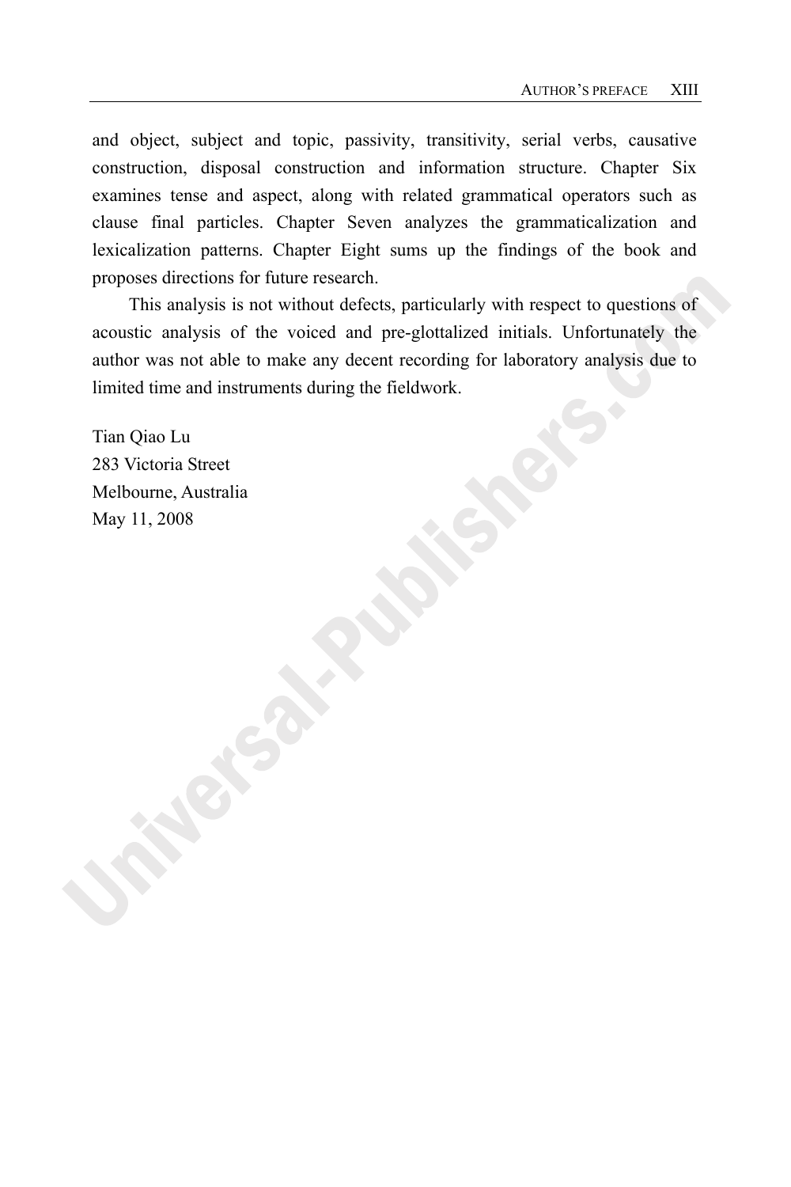and object, subject and topic, passivity, transitivity, serial verbs, causative construction, disposal construction and information structure. Chapter Six examines tense and aspect, along with related grammatical operators such as clause final particles. Chapter Seven analyzes the grammaticalization and lexicalization patterns. Chapter Eight sums up the findings of the book and proposes directions for future research.

This analysis is not without defects, particularly with respect to questions of acoustic analysis of the voiced and pre-glottalized initials. Unfortunately the author was not able to make any decent recording for laboratory analysis due to limited time and instruments during the fieldwork.

Tian Qiao Lu  
283 Victoria Street  
Melbourne, Australia  
May 11, 2008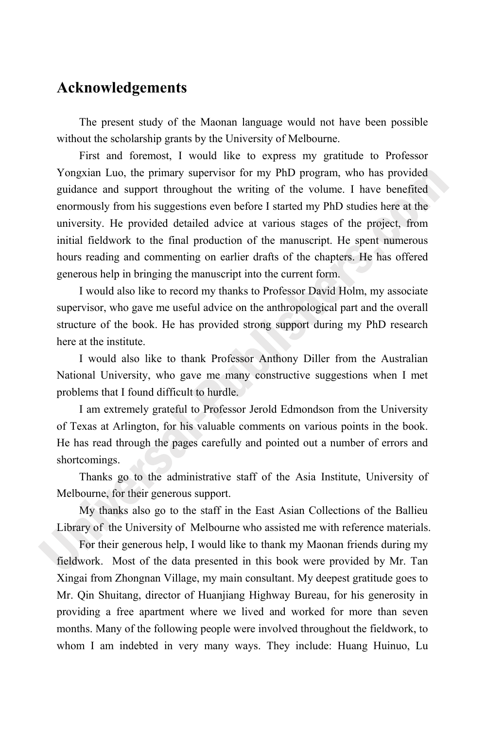# Acknowledgements

The present study of the Maonan language would not have been possible without the scholarship grants by the University of Melbourne.

First and foremost, I would like to express my gratitude to Professor Yongxian Luo, the primary supervisor for my PhD program, who has provided guidance and support throughout the writing of the volume. I have benefited enormously from his suggestions even before I started my PhD studies here at the university. He provided detailed advice at various stages of the project, from initial fieldwork to the final production of the manuscript. He spent numerous hours reading and commenting on earlier drafts of the chapters. He has offered generous help in bringing the manuscript into the current form.

I would also like to record my thanks to Professor David Holm, my associate supervisor, who gave me useful advice on the anthropological part and the overall structure of the book. He has provided strong support during my PhD research here at the institute.

I would also like to thank Professor Anthony Diller from the Australian National University, who gave me many constructive suggestions when I met problems that I found difficult to hurdle.

I am extremely grateful to Professor Jerold Edmondson from the University of Texas at Arlington, for his valuable comments on various points in the book. He has read through the pages carefully and pointed out a number of errors and shortcomings.

Thanks go to the administrative staff of the Asia Institute, University of Melbourne, for their generous support.

My thanks also go to the staff in the East Asian Collections of the Ballieu Library of the University of Melbourne who assisted me with reference materials.

For their generous help, I would like to thank my Maonan friends during my fieldwork. Most of the data presented in this book were provided by Mr. Tan Xingai from Zhongnan Village, my main consultant. My deepest gratitude goes to Mr. Qin Shuitang, director of Huanjiang Highway Bureau, for his generosity in providing a free apartment where we lived and worked for more than seven months. Many of the following people were involved throughout the fieldwork, to whom I am indebted in very many ways. They include: Huang Huinuo, Lu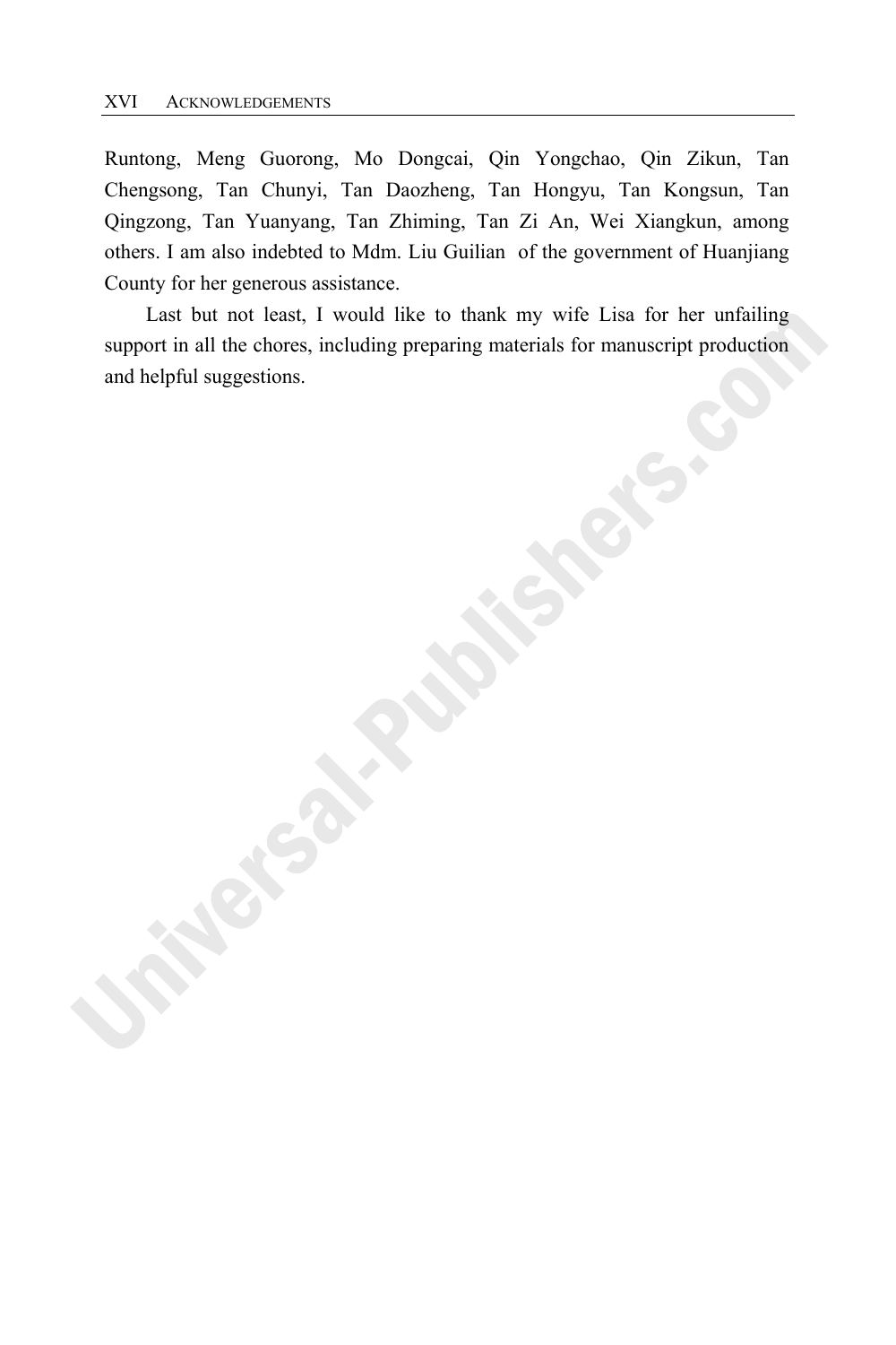Runtong, Meng Guorong, Mo Dongcai, Qin Yongchao, Qin Zikun, Tan Chengsong, Tan Chunyi, Tan Daozheng, Tan Hongyu, Tan Kongsun, Tan Qingzong, Tan Yuanyang, Tan Zhiming, Tan Zi An, Wei Xiangkun, among others. I am also indebted to Mdm. Liu Guilian of the government of Huanjiang County for her generous assistance.

Last but not least, I would like to thank my wife Lisa for her unfailing support in all the chores, including preparing materials for manuscript production and helpful suggestions.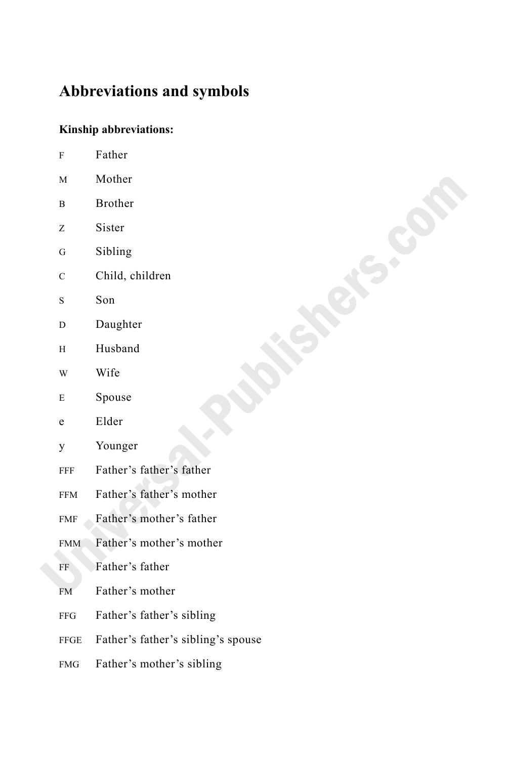# Abbreviations and symbols

**Kinship abbreviations:**

| | |
|---|---|
| F | Father |
| M | Mother |
| B | Brother |
| Z | Sister |
| G | Sibling |
| C | Child, children |
| S | Son |
| D | Daughter |
| H | Husband |
| W | Wife |
| E | Spouse |
| e | Elder |
| y | Younger |
| FFF | Father's father's father |
| FFM | Father's father's mother |
| FMF | Father's mother's father |
| FMM | Father's mother's mother |
| FF | Father's father |
| FM | Father's mother |
| FFG | Father's father's sibling |
| FFGE | Father's father's sibling's spouse |
| FMG | Father's mother's sibling |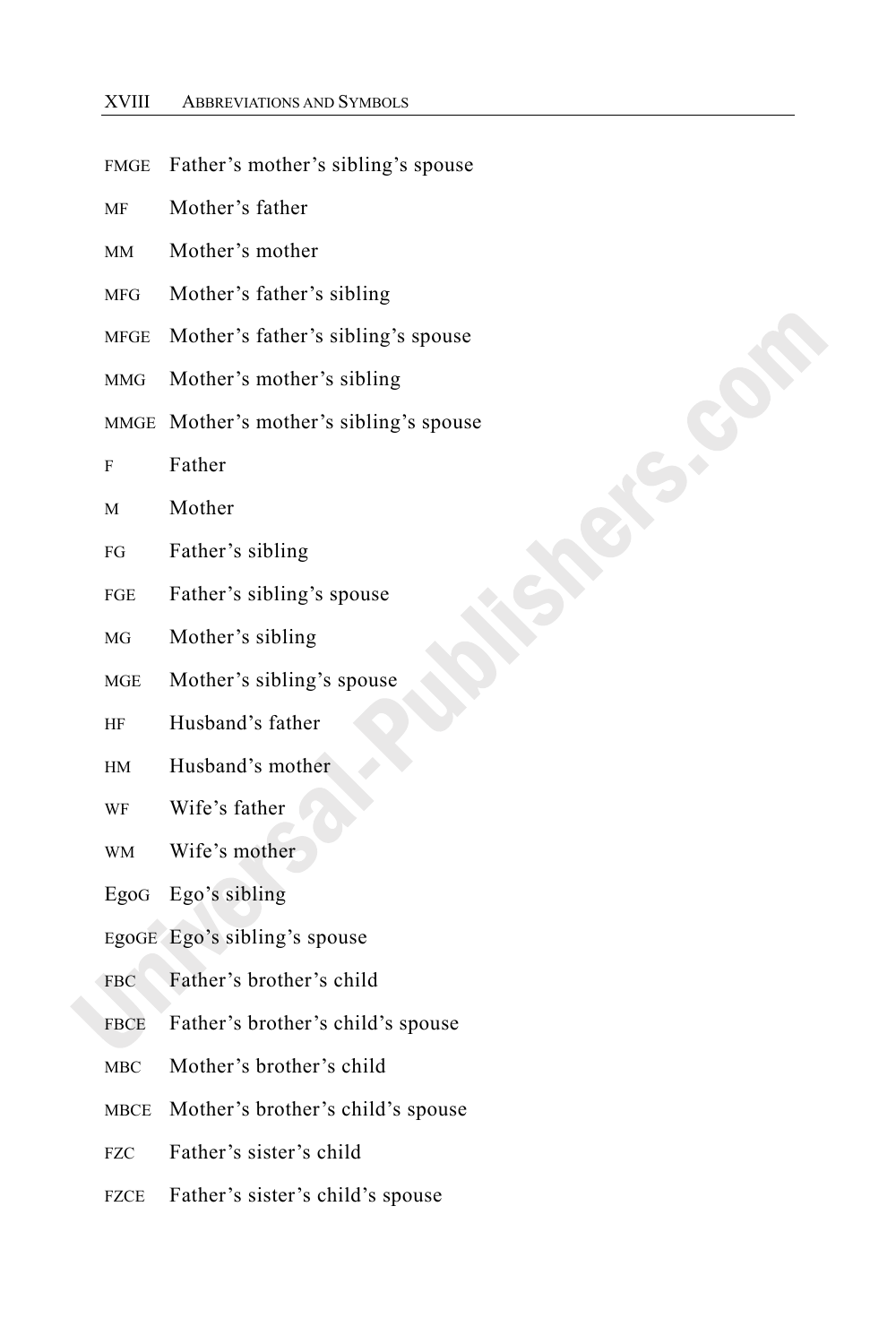| | |
|---|---|
| FMGE | Father’s mother’s sibling’s spouse |
| MF | Mother’s father |
| MM | Mother’s mother |
| MFG | Mother’s father’s sibling |
| MFGE | Mother’s father’s sibling’s spouse |
| MMG | Mother’s mother’s sibling |
| MMGE | Mother’s mother’s sibling’s spouse |
| F | Father |
| M | Mother |
| FG | Father’s sibling |
| FGE | Father’s sibling’s spouse |
| MG | Mother’s sibling |
| MGE | Mother’s sibling’s spouse |
| HF | Husband’s father |
| HM | Husband’s mother |
| WF | Wife’s father |
| WM | Wife’s mother |
| EgoG | Ego’s sibling |
| EgoGE | Ego’s sibling’s spouse |
| FBC | Father’s brother’s child |
| FBCE | Father’s brother’s child’s spouse |
| MBC | Mother’s brother’s child |
| MBCE | Mother’s brother’s child’s spouse |
| FZC | Father’s sister’s child |
| FZCE | Father’s sister’s child’s spouse |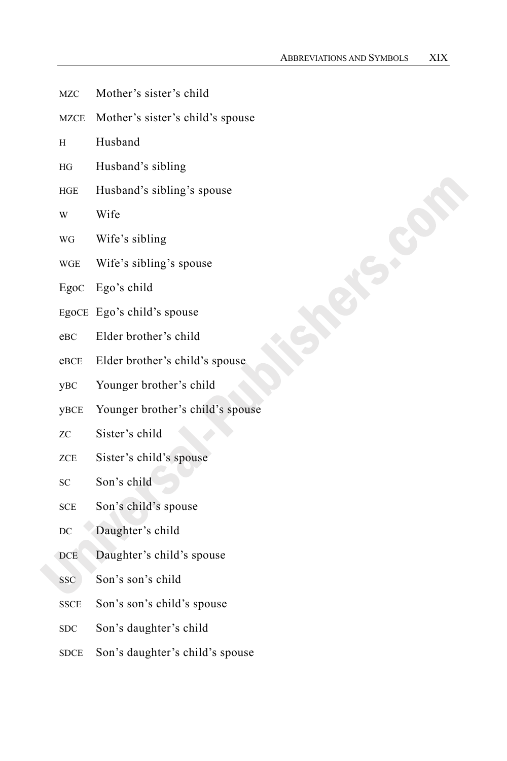| | |
|---|---|
| MZC | Mother's sister's child |
| MZCE | Mother's sister's child's spouse |
| H | Husband |
| HG | Husband's sibling |
| HGE | Husband's sibling's spouse |
| W | Wife |
| WG | Wife's sibling |
| WGE | Wife's sibling's spouse |
| EgoC | Ego's child |
| EgoCE | Ego's child's spouse |
| eBC | Elder brother's child |
| eBCE | Elder brother's child's spouse |
| yBC | Younger brother's child |
| yBCE | Younger brother's child's spouse |
| ZC | Sister's child |
| ZCE | Sister's child's spouse |
| SC | Son's child |
| SCE | Son's child's spouse |
| DC | Daughter's child |
| DCE | Daughter's child's spouse |
| SSC | Son's son's child |
| SSCE | Son's son's child's spouse |
| SDC | Son's daughter's child |
| SDCE | Son's daughter's child's spouse |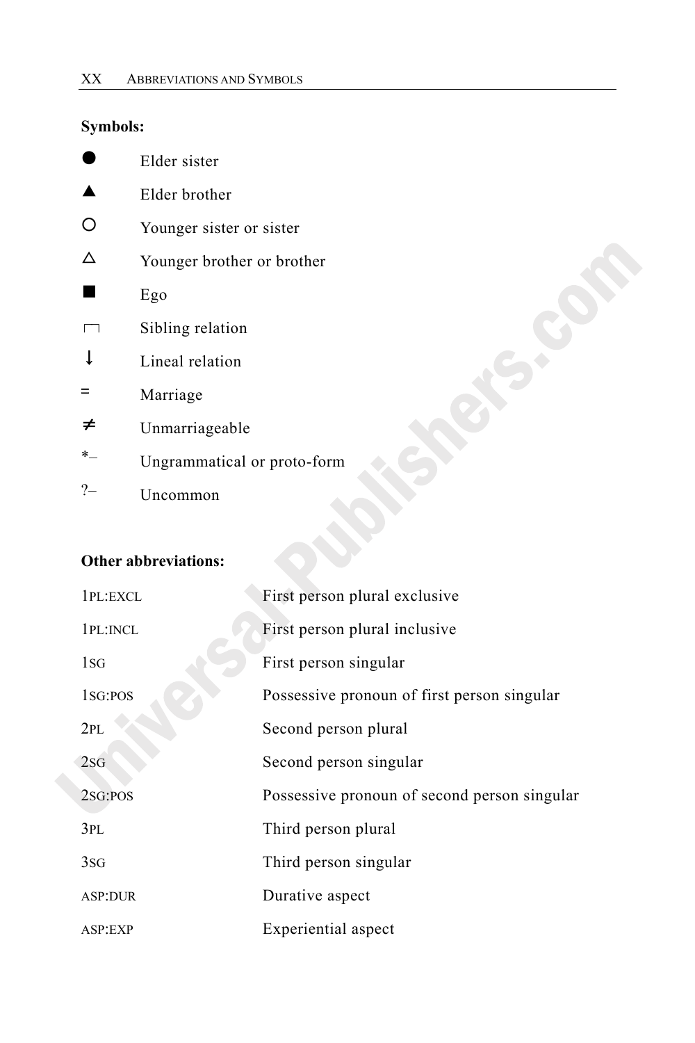**Symbols:**

| | |
|---|---|
| ● | Elder sister |
| ▲ | Elder brother |
| ○ | Younger sister or sister |
| △ | Younger brother or brother |
| ■ | Ego |
| ⌐¬ | Sibling relation |
| ↓ | Lineal relation |
| = | Marriage |
| ≠ | Unmarriageable |
| *– | Ungrammatical or proto-form |
| ?– | Uncommon |

**Other abbreviations:**

| | |
|---|---|
| 1PL:EXCL | First person plural exclusive |
| 1PL:INCL | First person plural inclusive |
| 1SG | First person singular |
| 1SG:POS | Possessive pronoun of first person singular |
| 2PL | Second person plural |
| 2SG | Second person singular |
| 2SG:POS | Possessive pronoun of second person singular |
| 3PL | Third person plural |
| 3SG | Third person singular |
| ASP:DUR | Durative aspect |
| ASP:EXP | Experiential aspect |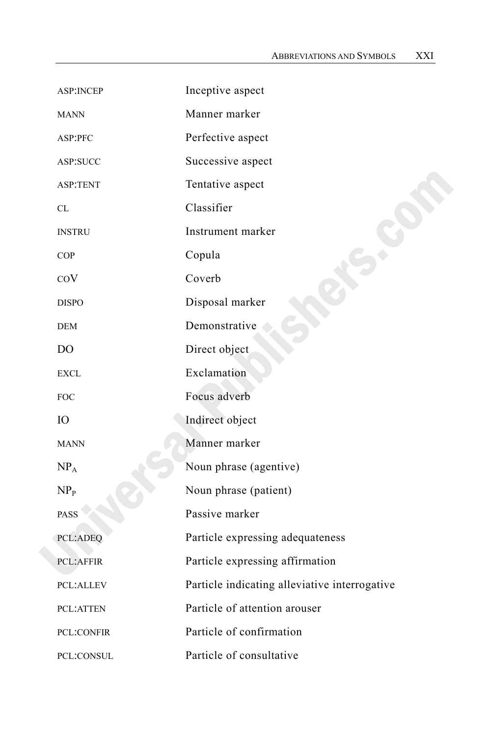| | |
|---|---|
| ASP:INCEP | Inceptive aspect |
| MANN | Manner marker |
| ASP:PFC | Perfective aspect |
| ASP:SUCC | Successive aspect |
| ASP:TENT | Tentative aspect |
| CL | Classifier |
| INSTRU | Instrument marker |
| COP | Copula |
| COV | Coverb |
| DISPO | Disposal marker |
| DEM | Demonstrative |
| DO | Direct object |
| EXCL | Exclamation |
| FOC | Focus adverb |
| IO | Indirect object |
| MANN | Manner marker |
| $NP_A$ | Noun phrase (agentive) |
| $NP_P$ | Noun phrase (patient) |
| PASS | Passive marker |
| PCL:ADEQ | Particle expressing adequateness |
| PCL:AFFIR | Particle expressing affirmation |
| PCL:ALLEV | Particle indicating alleviative interrogative |
| PCL:ATTEN | Particle of attention arouser |
| PCL:CONFIR | Particle of confirmation |
| PCL:CONSUL | Particle of consultative |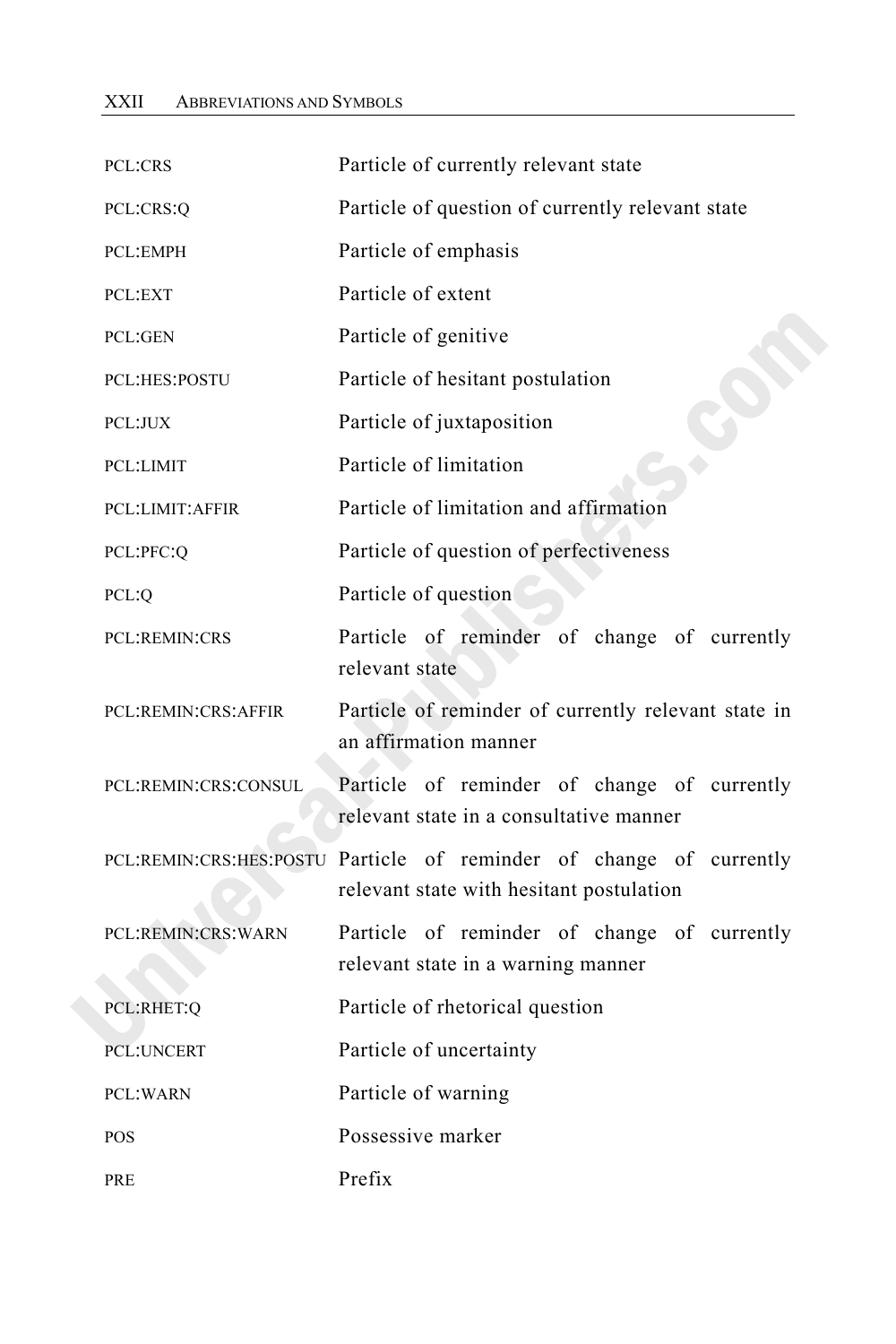| | |
|---|---|
| PCL:CRS | Particle of currently relevant state |
| PCL:CRS:Q | Particle of question of currently relevant state |
| PCL:EMPH | Particle of emphasis |
| PCL:EXT | Particle of extent |
| PCL:GEN | Particle of genitive |
| PCL:HES:POSTU | Particle of hesitant postulation |
| PCL:JUX | Particle of juxtaposition |
| PCL:LIMIT | Particle of limitation |
| PCL:LIMIT:AFFIR | Particle of limitation and affirmation |
| PCL:PFC:Q | Particle of question of perfectiveness |
| PCL:Q | Particle of question |
| PCL:REMIN:CRS | Particle of reminder of change of currently relevant state |
| PCL:REMIN:CRS:AFFIR | Particle of reminder of currently relevant state in an affirmation manner |
| PCL:REMIN:CRS:CONSUL | Particle of reminder of change of currently relevant state in a consultative manner |
| PCL:REMIN:CRS:HES:POSTU | Particle of reminder of change of currently relevant state with hesitant postulation |
| PCL:REMIN:CRS:WARN | Particle of reminder of change of currently relevant state in a warning manner |
| PCL:RHET:Q | Particle of rhetorical question |
| PCL:UNCERT | Particle of uncertainty |
| PCL:WARN | Particle of warning |
| POS | Possessive marker |
| PRE | Prefix |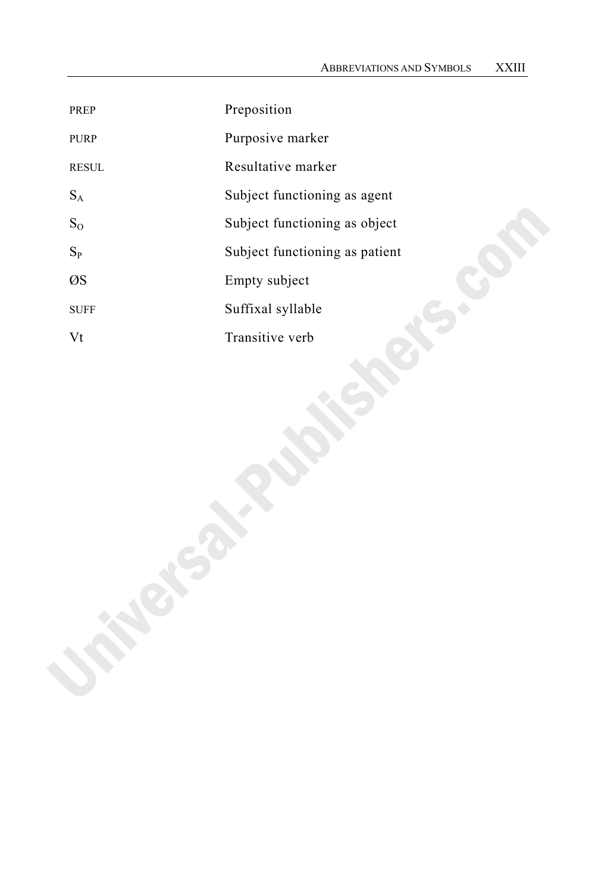| | |
|---|---|
| PREP | Preposition |
| PURP | Purposive marker |
| RESUL | Resultative marker |
| $S_A$ | Subject functioning as agent |
| $S_O$ | Subject functioning as object |
| $S_P$ | Subject functioning as patient |
| ØS | Empty subject |
| SUFF | Suffixal syllable |
| Vt | Transitive verb |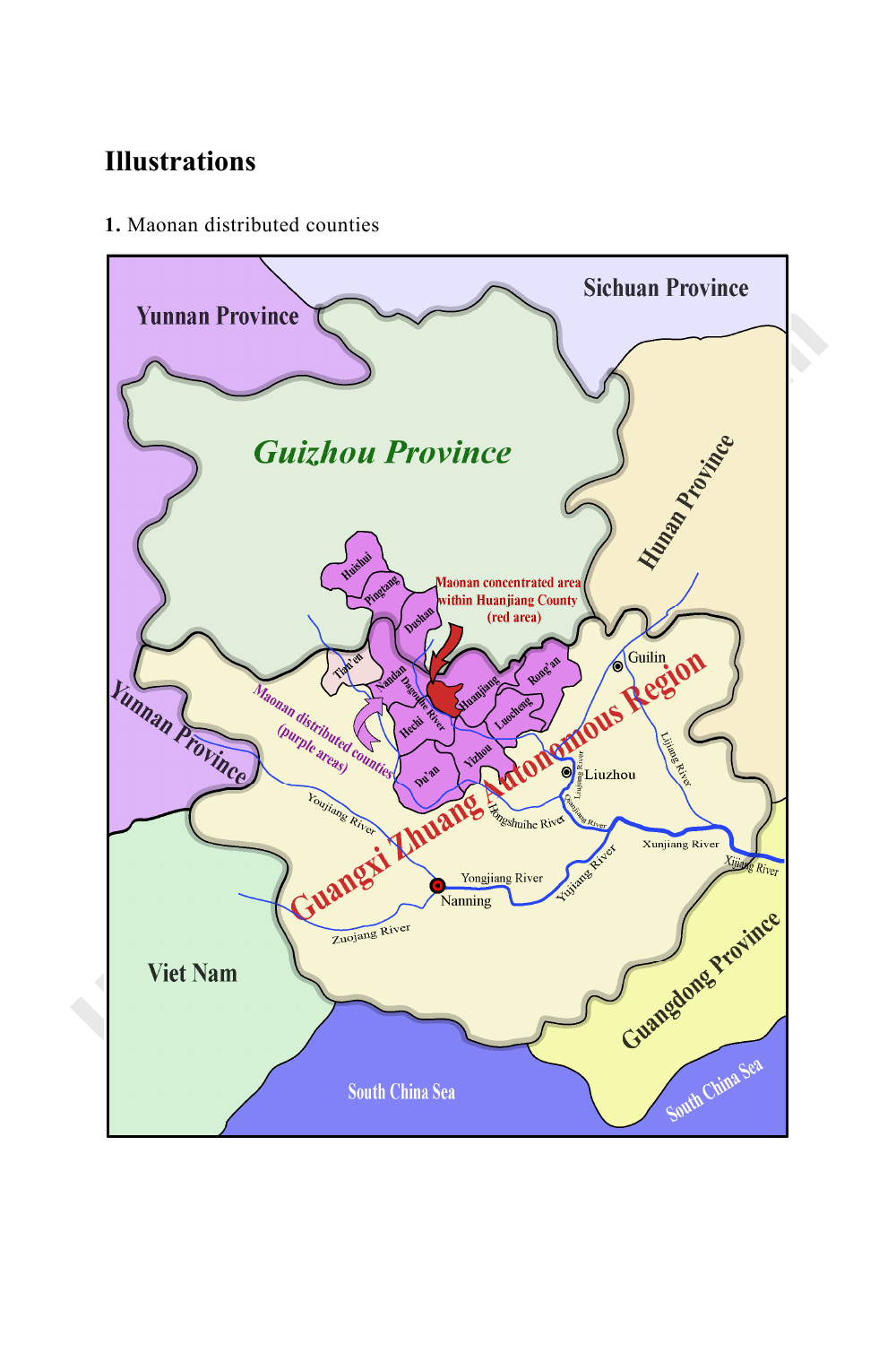# Illustrations

**1.** Maonan distributed counties

Yunnan Province
Sichuan Province
Guizhou Province
Hunan Province
Huishui
Pingtang
Dushan
Maonan concentrated area within Huanjiang County (red area)
Tian'en
Nandan
Dagouhe River
Huanjiang
Rong'an
Guilin
Hechi
Luocheng
Maonan distributed counties (purple areas)
Yunnan Province
Du'an
Yizhou
Liuzhou
Liujiang River
Lijiang River
Youjiang River
Hongshuihe River
Qianjiang River
Guangxi Zhuang Autonomous Region
Xunjiang River
Xijiang River
Yongjiang River
Yujiang River
Nanning
Zuojiang River
Viet Nam
Guangdong Province
South China Sea
South China Sea